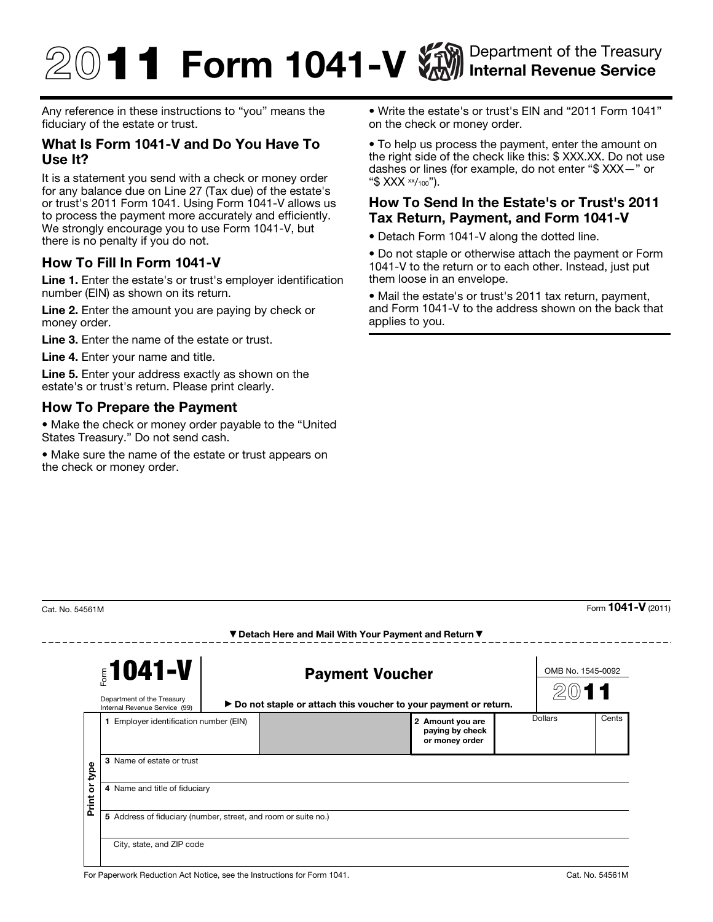# 2011 Form 1041-V

Department of the Treasury
Internal Revenue Service

Any reference in these instructions to "you" means the fiduciary of the estate or trust.

## What Is Form 1041-V and Do You Have To Use It?

It is a statement you send with a check or money order for any balance due on Line 27 (Tax due) of the estate's or trust's 2011 Form 1041. Using Form 1041-V allows us to process the payment more accurately and efficiently. We strongly encourage you to use Form 1041-V, but there is no penalty if you do not.

## How To Fill In Form 1041-V

**Line 1.** Enter the estate's or trust's employer identification number (EIN) as shown on its return.

**Line 2.** Enter the amount you are paying by check or money order.

**Line 3.** Enter the name of the estate or trust.

**Line 4.** Enter your name and title.

**Line 5.** Enter your address exactly as shown on the estate's or trust's return. Please print clearly.

## How To Prepare the Payment

- Make the check or money order payable to the "United States Treasury." Do not send cash.
- Make sure the name of the estate or trust appears on the check or money order.
- Write the estate's or trust's EIN and "2011 Form 1041" on the check or money order.
- To help us process the payment, enter the amount on the right side of the check like this: $ XXX.XX. Do not use dashes or lines (for example, do not enter "$ XXX—" or "$ XXX xx/100").

## How To Send In the Estate's or Trust's 2011 Tax Return, Payment, and Form 1041-V

- Detach Form 1041-V along the dotted line.
- Do not staple or otherwise attach the payment or Form 1041-V to the return or to each other. Instead, just put them loose in an envelope.
- Mail the estate's or trust's 2011 tax return, payment, and Form 1041-V to the address shown on the back that applies to you.

Cat. No. 54561M — Form **1041-V** (2011)

▼ Detach Here and Mail With Your Payment and Return ▼

---

**Form 1041-V** — Department of the Treasury, Internal Revenue Service (99)

**Payment Voucher**

► Do not staple or attach this voucher to your payment or return.

OMB No. 1545-0092 — **2011**

| Print or type | | | | |
|---|---|---|---|---|
| 1 Employer identification number (EIN) | | 2 Amount you are paying by check or money order | Dollars | Cents |
| 3 Name of estate or trust | | | | |
| 4 Name and title of fiduciary | | | | |
| 5 Address of fiduciary (number, street, and room or suite no.) | | | | |
| City, state, and ZIP code | | | | |

For Paperwork Reduction Act Notice, see the Instructions for Form 1041. — Cat. No. 54561M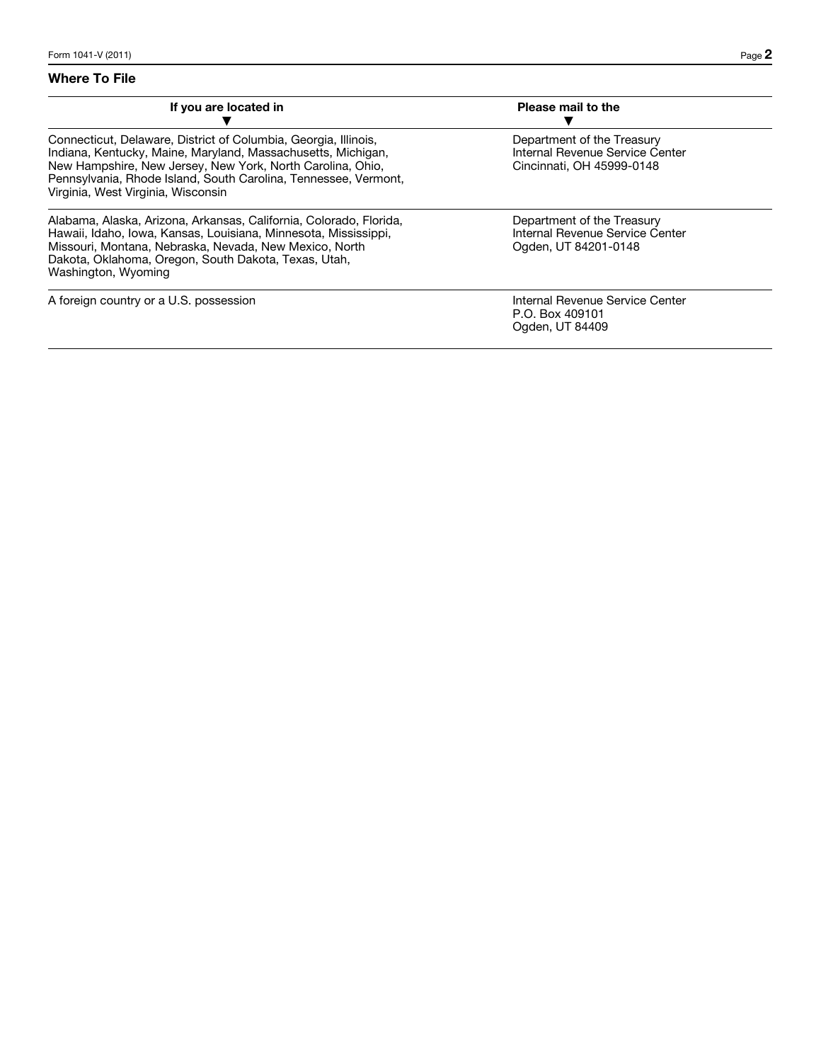## Where To File

| If you are located in ▼ | Please mail to the ▼ |
|---|---|
| Connecticut, Delaware, District of Columbia, Georgia, Illinois, Indiana, Kentucky, Maine, Maryland, Massachusetts, Michigan, New Hampshire, New Jersey, New York, North Carolina, Ohio, Pennsylvania, Rhode Island, South Carolina, Tennessee, Vermont, Virginia, West Virginia, Wisconsin | Department of the Treasury<br>Internal Revenue Service Center<br>Cincinnati, OH 45999-0148 |
| Alabama, Alaska, Arizona, Arkansas, California, Colorado, Florida, Hawaii, Idaho, Iowa, Kansas, Louisiana, Minnesota, Mississippi, Missouri, Montana, Nebraska, Nevada, New Mexico, North Dakota, Oklahoma, Oregon, South Dakota, Texas, Utah, Washington, Wyoming | Department of the Treasury<br>Internal Revenue Service Center<br>Ogden, UT 84201-0148 |
| A foreign country or a U.S. possession | Internal Revenue Service Center<br>P.O. Box 409101<br>Ogden, UT 84409 |